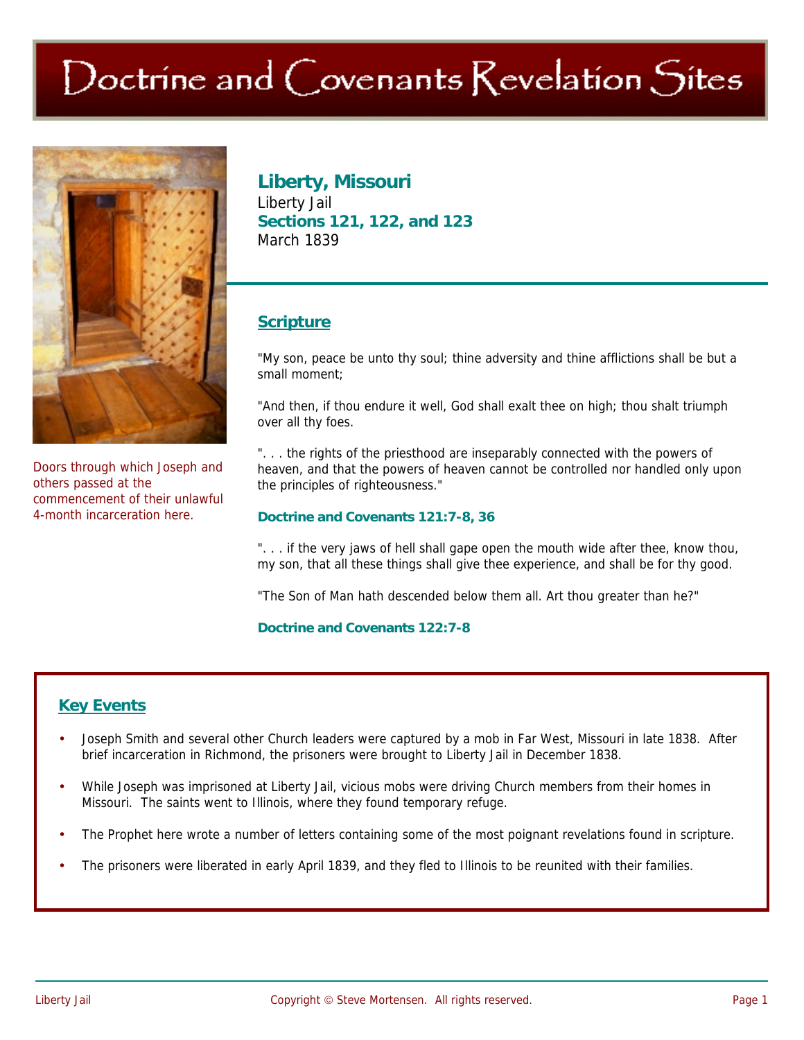# Doctrine and Covenants Revelation Sites

Doors through which Joseph and others passed at the commencement of their unlawful 4-month incarceration here.

## Liberty, Missouri

Liberty Jail

**Sections 121, 122, and 123**

March 1839

### Scripture

"My son, peace be unto thy soul; thine adversity and thine afflictions shall be but a small moment;

"And then, if thou endure it well, God shall exalt thee on high; thou shalt triumph over all thy foes.

". . . the rights of the priesthood are inseparably connected with the powers of heaven, and that the powers of heaven cannot be controlled nor handled only upon the principles of righteousness."

**Doctrine and Covenants 121:7-8, 36**

". . . if the very jaws of hell shall gape open the mouth wide after thee, know thou, my son, that all these things shall give thee experience, and shall be for thy good.

"The Son of Man hath descended below them all. Art thou greater than he?"

**Doctrine and Covenants 122:7-8**

### Key Events

- Joseph Smith and several other Church leaders were captured by a mob in Far West, Missouri in late 1838. After brief incarceration in Richmond, the prisoners were brought to Liberty Jail in December 1838.
- While Joseph was imprisoned at Liberty Jail, vicious mobs were driving Church members from their homes in Missouri. The saints went to Illinois, where they found temporary refuge.
- The Prophet here wrote a number of letters containing some of the most poignant revelations found in scripture.
- The prisoners were liberated in early April 1839, and they fled to Illinois to be reunited with their families.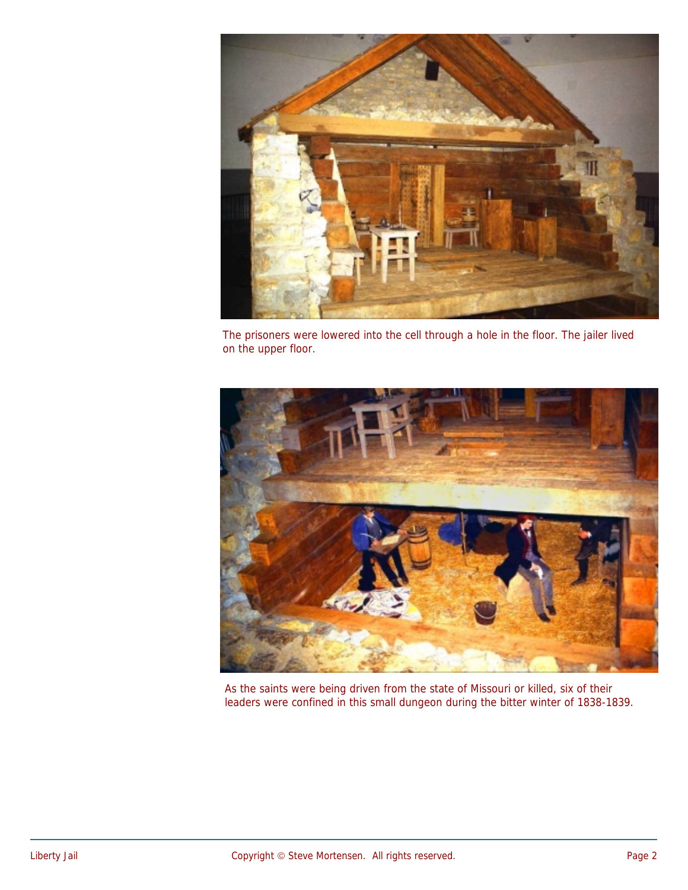The prisoners were lowered into the cell through a hole in the floor. The jailer lived on the upper floor.

As the saints were being driven from the state of Missouri or killed, six of their leaders were confined in this small dungeon during the bitter winter of 1838-1839.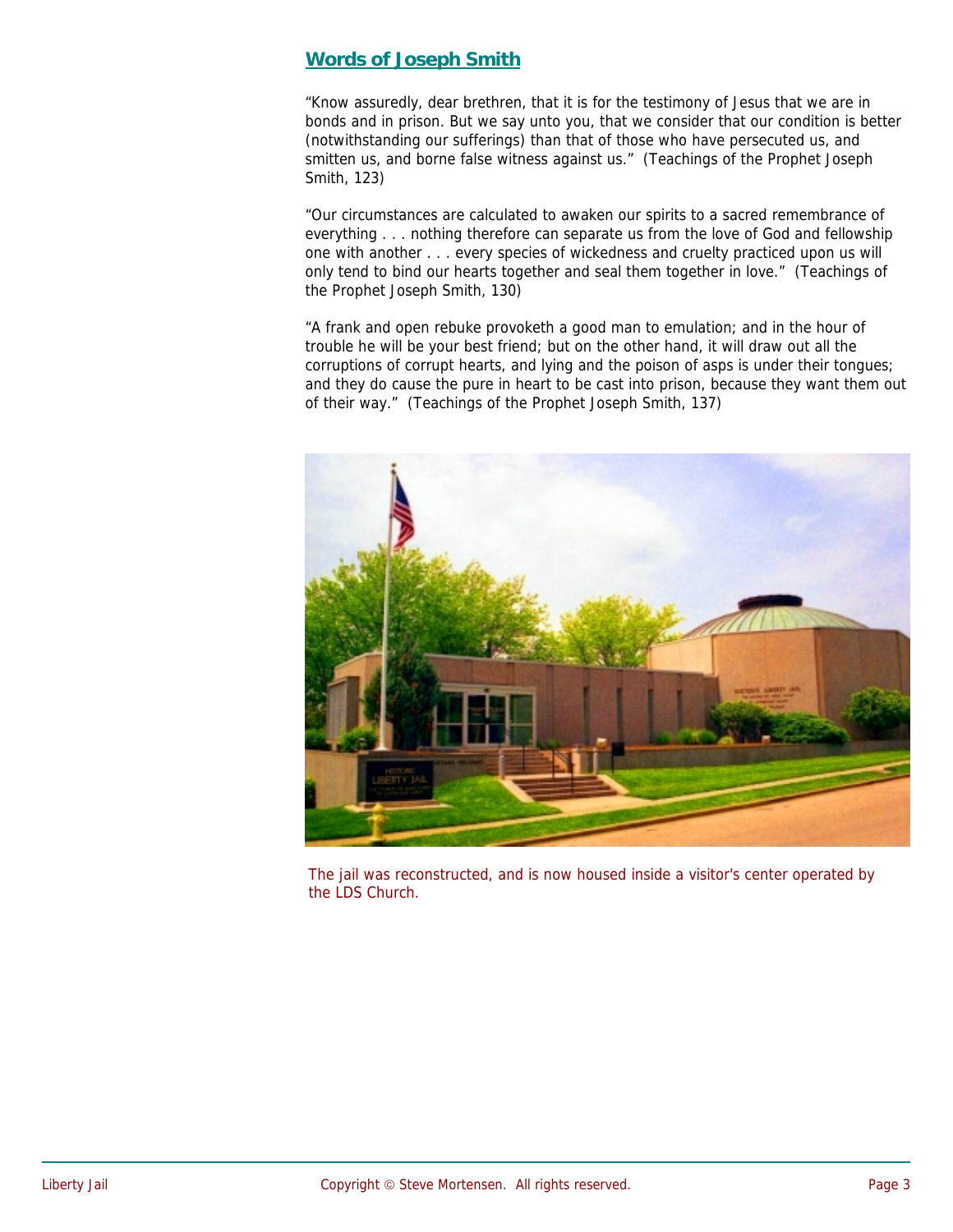## Words of Joseph Smith

"Know assuredly, dear brethren, that it is for the testimony of Jesus that we are in bonds and in prison. But we say unto you, that we consider that our condition is better (notwithstanding our sufferings) than that of those who have persecuted us, and smitten us, and borne false witness against us." (Teachings of the Prophet Joseph Smith, 123)

"Our circumstances are calculated to awaken our spirits to a sacred remembrance of everything . . . nothing therefore can separate us from the love of God and fellowship one with another . . . every species of wickedness and cruelty practiced upon us will only tend to bind our hearts together and seal them together in love." (Teachings of the Prophet Joseph Smith, 130)

"A frank and open rebuke provoketh a good man to emulation; and in the hour of trouble he will be your best friend; but on the other hand, it will draw out all the corruptions of corrupt hearts, and lying and the poison of asps is under their tongues; and they do cause the pure in heart to be cast into prison, because they want them out of their way." (Teachings of the Prophet Joseph Smith, 137)

The jail was reconstructed, and is now housed inside a visitor's center operated by the LDS Church.